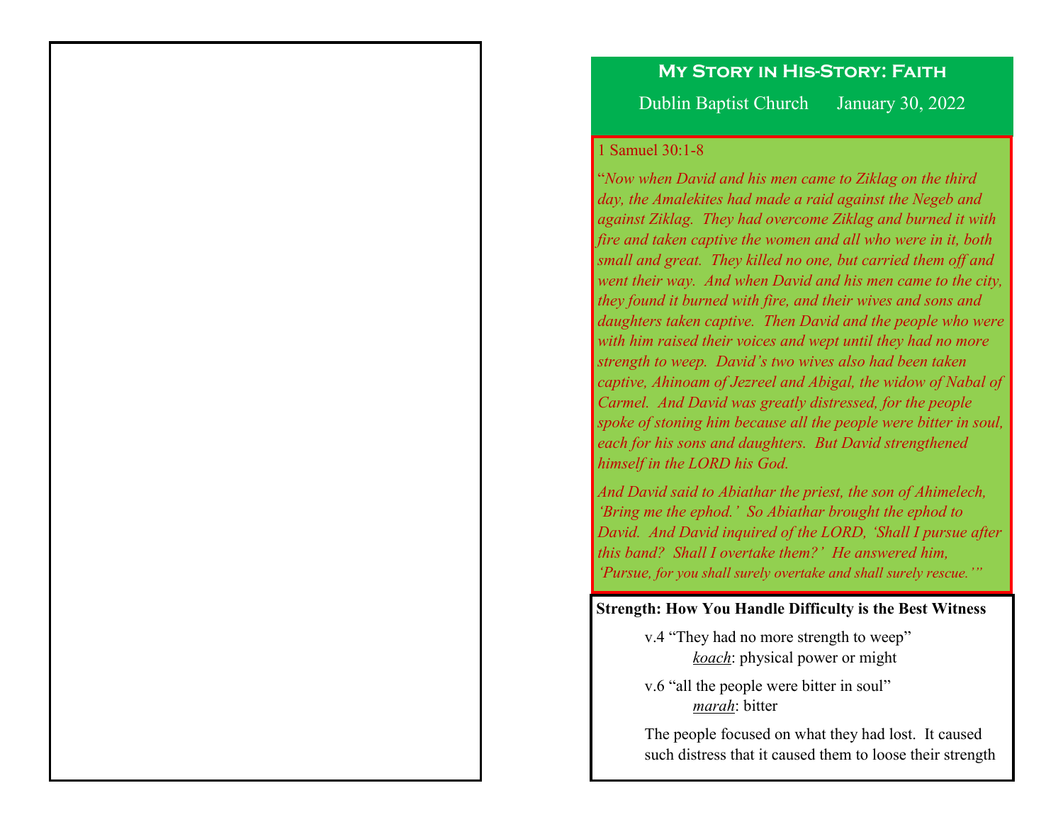# My Story in His-Story: Faith

Dublin Baptist Church January 30, 2022

1 Samuel 30:1-8

"*Now when David and his men came to Ziklag on the third day, the Amalekites had made a raid against the Negeb and against Ziklag. They had overcome Ziklag and burned it with fire and taken captive the women and all who were in it, both small and great. They killed no one, but carried them off and went their way. And when David and his men came to the city, they found it burned with fire, and their wives and sons and daughters taken captive. Then David and the people who were with him raised their voices and wept until they had no more strength to weep. David's two wives also had been taken captive, Ahinoam of Jezreel and Abigal, the widow of Nabal of Carmel. And David was greatly distressed, for the people spoke of stoning him because all the people were bitter in soul, each for his sons and daughters. But David strengthened himself in the LORD his God.*

*And David said to Abiathar the priest, the son of Ahimelech, 'Bring me the ephod.' So Abiathar brought the ephod to David. And David inquired of the LORD, 'Shall I pursue after this band? Shall I overtake them?' He answered him, 'Pursue, for you shall surely overtake and shall surely rescue.'*"

**Strength: How You Handle Difficulty is the Best Witness**

v.4 "They had no more strength to weep"
*koach*: physical power or might

v.6 "all the people were bitter in soul"
*marah*: bitter

The people focused on what they had lost. It caused such distress that it caused them to loose their strength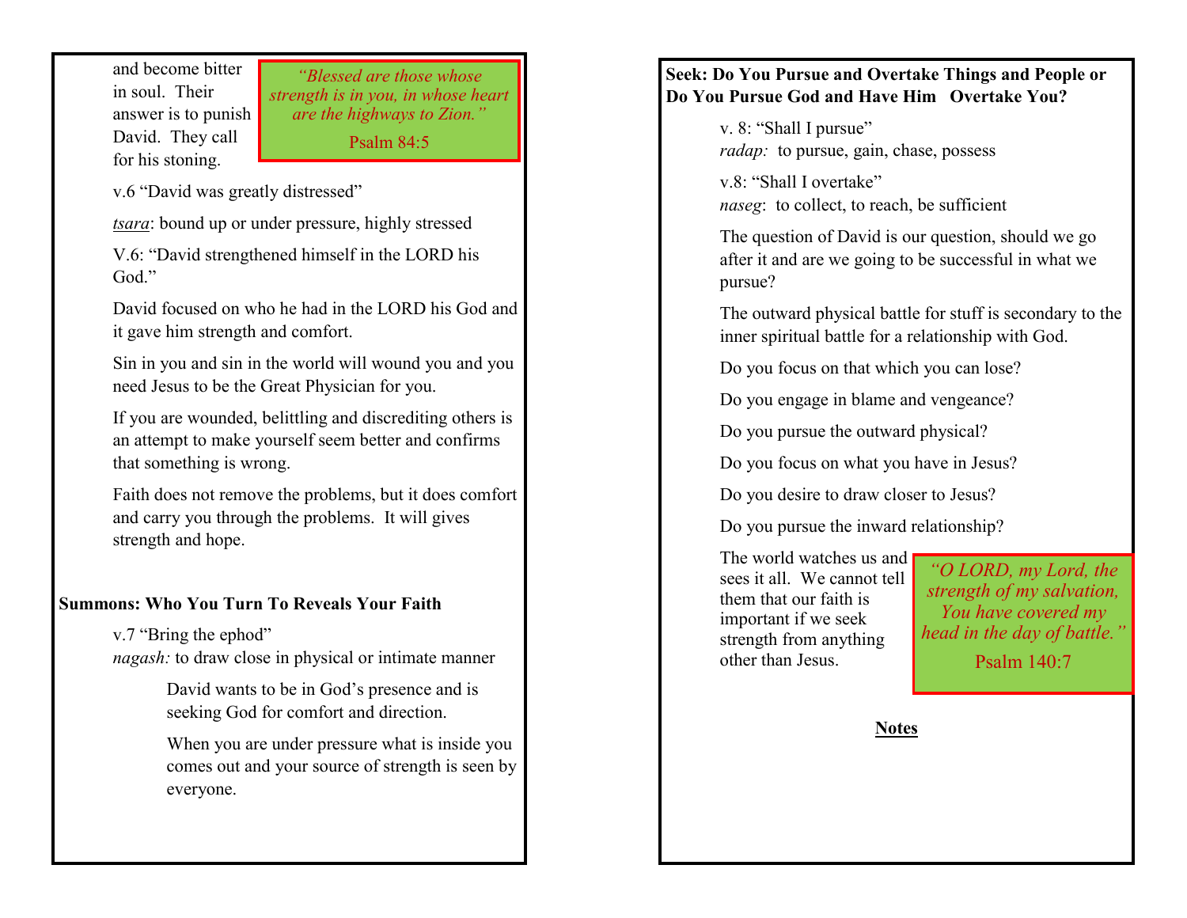and become bitter in soul. Their answer is to punish David. They call for his stoning.

> *"Blessed are those whose strength is in you, in whose heart are the highways to Zion."*
>
> Psalm 84:5

v.6 "David was greatly distressed"

*tsara*: bound up or under pressure, highly stressed

V.6: "David strengthened himself in the LORD his God."

David focused on who he had in the LORD his God and it gave him strength and comfort.

Sin in you and sin in the world will wound you and you need Jesus to be the Great Physician for you.

If you are wounded, belittling and discrediting others is an attempt to make yourself seem better and confirms that something is wrong.

Faith does not remove the problems, but it does comfort and carry you through the problems. It will gives strength and hope.

**Summons: Who You Turn To Reveals Your Faith**

v.7 "Bring the ephod"
*nagash:* to draw close in physical or intimate manner

David wants to be in God's presence and is seeking God for comfort and direction.

When you are under pressure what is inside you comes out and your source of strength is seen by everyone.

**Seek: Do You Pursue and Overtake Things and People or Do You Pursue God and Have Him Overtake You?**

v. 8: "Shall I pursue"
*radap:* to pursue, gain, chase, possess

v.8: "Shall I overtake"
*naseg*: to collect, to reach, be sufficient

The question of David is our question, should we go after it and are we going to be successful in what we pursue?

The outward physical battle for stuff is secondary to the inner spiritual battle for a relationship with God.

Do you focus on that which you can lose?

Do you engage in blame and vengeance?

Do you pursue the outward physical?

Do you focus on what you have in Jesus?

Do you desire to draw closer to Jesus?

Do you pursue the inward relationship?

The world watches us and sees it all. We cannot tell them that our faith is important if we seek strength from anything other than Jesus.

> *"O LORD, my Lord, the strength of my salvation, You have covered my head in the day of battle."*
>
> Psalm 140:7

**Notes**